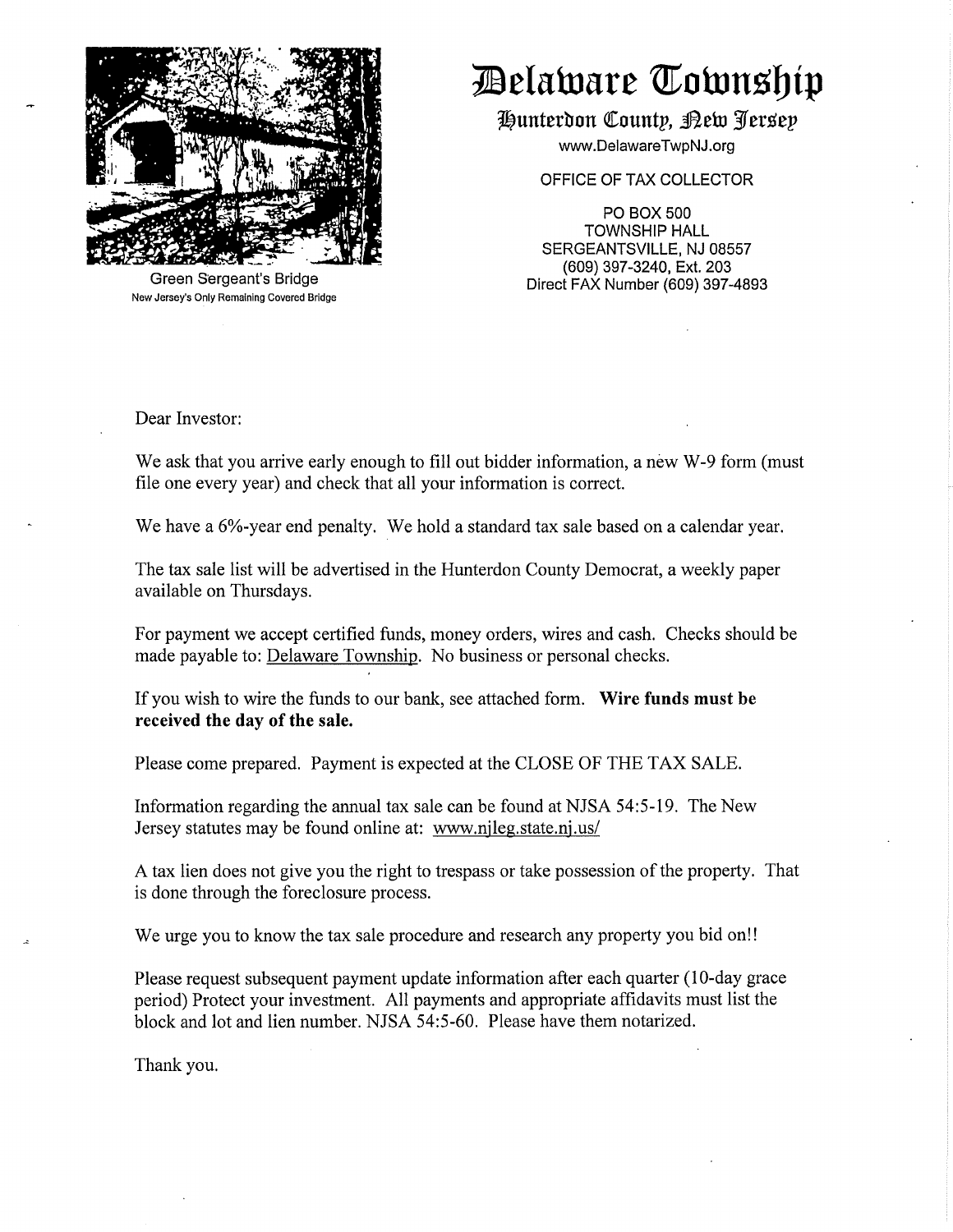Green Sergeant's Bridge
New Jersey's Only Remaining Covered Bridge

# Delaware Township

## Hunterdon County, New Jersey

www.DelawareTwpNJ.org

OFFICE OF TAX COLLECTOR

PO BOX 500
TOWNSHIP HALL
SERGEANTSVILLE, NJ 08557
(609) 397-3240, Ext. 203
Direct FAX Number (609) 397-4893

Dear Investor:

We ask that you arrive early enough to fill out bidder information, a new W-9 form (must file one every year) and check that all your information is correct.

We have a 6%-year end penalty. We hold a standard tax sale based on a calendar year.

The tax sale list will be advertised in the Hunterdon County Democrat, a weekly paper available on Thursdays.

For payment we accept certified funds, money orders, wires and cash. Checks should be made payable to: Delaware Township. No business or personal checks.

If you wish to wire the funds to our bank, see attached form. **Wire funds must be received the day of the sale.**

Please come prepared. Payment is expected at the CLOSE OF THE TAX SALE.

Information regarding the annual tax sale can be found at NJSA 54:5-19. The New Jersey statutes may be found online at: www.njleg.state.nj.us/

A tax lien does not give you the right to trespass or take possession of the property. That is done through the foreclosure process.

We urge you to know the tax sale procedure and research any property you bid on!!

Please request subsequent payment update information after each quarter (10-day grace period) Protect your investment. All payments and appropriate affidavits must list the block and lot and lien number. NJSA 54:5-60. Please have them notarized.

Thank you.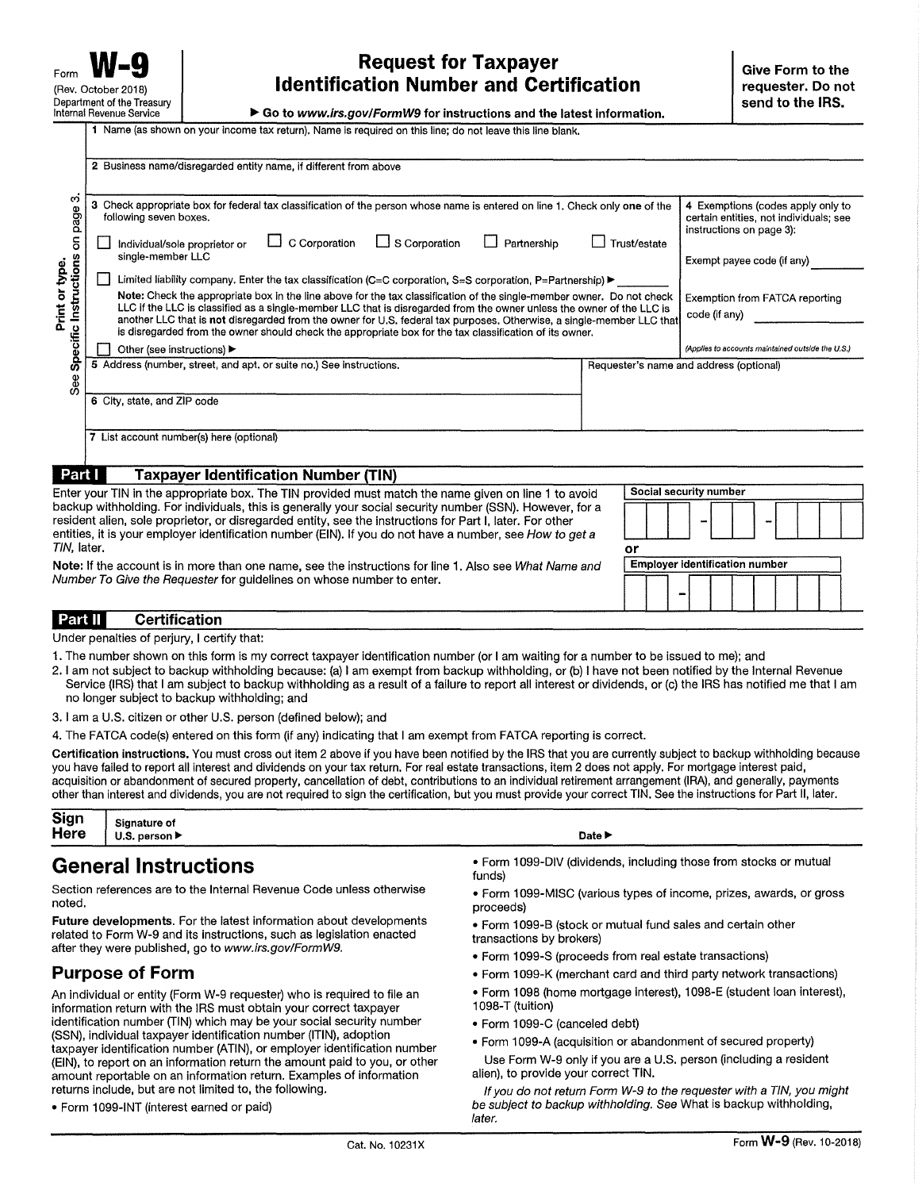Form **W-9** (Rev. October 2018) Department of the Treasury Internal Revenue Service

# Request for Taxpayer Identification Number and Certification

▶ Go to *www.irs.gov/FormW9* for instructions and the latest information.

**Give Form to the requester. Do not send to the IRS.**

Print or type. See **Specific Instructions** on page 3.

1 Name (as shown on your income tax return). Name is required on this line; do not leave this line blank.

2 Business name/disregarded entity name, if different from above

3 Check appropriate box for federal tax classification of the person whose name is entered on line 1. Check only **one** of the following seven boxes.

- ☐ Individual/sole proprietor or single-member LLC
- ☐ C Corporation
- ☐ S Corporation
- ☐ Partnership
- ☐ Trust/estate
- ☐ Limited liability company. Enter the tax classification (C=C corporation, S=S corporation, P=Partnership) ▶ ________

**Note:** Check the appropriate box in the line above for the tax classification of the single-member owner. Do not check LLC if the LLC is classified as a single-member LLC that is disregarded from the owner unless the owner of the LLC is another LLC that is **not** disregarded from the owner for U.S. federal tax purposes. Otherwise, a single-member LLC that is disregarded from the owner should check the appropriate box for the tax classification of its owner.

- ☐ Other (see instructions) ▶

4 Exemptions (codes apply only to certain entities, not individuals; see instructions on page 3):

Exempt payee code (if any) ________

Exemption from FATCA reporting code (if any) ________

*(Applies to accounts maintained outside the U.S.)*

5 Address (number, street, and apt. or suite no.) See instructions.

Requester's name and address (optional)

6 City, state, and ZIP code

7 List account number(s) here (optional)

## Part I Taxpayer Identification Number (TIN)

Enter your TIN in the appropriate box. The TIN provided must match the name given on line 1 to avoid backup withholding. For individuals, this is generally your social security number (SSN). However, for a resident alien, sole proprietor, or disregarded entity, see the instructions for Part I, later. For other entities, it is your employer identification number (EIN). If you do not have a number, see *How to get a TIN,* later.

**Note:** If the account is in more than one name, see the instructions for line 1. Also see *What Name and Number To Give the Requester* for guidelines on whose number to enter.

**Social security number**

[ ][ ][ ] – [ ][ ] – [ ][ ][ ][ ]

**or**

**Employer identification number**

[ ][ ] – [ ][ ][ ][ ][ ][ ][ ]

## Part II Certification

Under penalties of perjury, I certify that:

1. The number shown on this form is my correct taxpayer identification number (or I am waiting for a number to be issued to me); and
2. I am not subject to backup withholding because: (a) I am exempt from backup withholding, or (b) I have not been notified by the Internal Revenue Service (IRS) that I am subject to backup withholding as a result of a failure to report all interest or dividends, or (c) the IRS has notified me that I am no longer subject to backup withholding; and
3. I am a U.S. citizen or other U.S. person (defined below); and
4. The FATCA code(s) entered on this form (if any) indicating that I am exempt from FATCA reporting is correct.

**Certification instructions.** You must cross out item 2 above if you have been notified by the IRS that you are currently subject to backup withholding because you have failed to report all interest and dividends on your tax return. For real estate transactions, item 2 does not apply. For mortgage interest paid, acquisition or abandonment of secured property, cancellation of debt, contributions to an individual retirement arrangement (IRA), and generally, payments other than interest and dividends, you are not required to sign the certification, but you must provide your correct TIN. See the instructions for Part II, later.

**Sign Here** Signature of U.S. person ▶ Date ▶

# General Instructions

Section references are to the Internal Revenue Code unless otherwise noted.

**Future developments.** For the latest information about developments related to Form W-9 and its instructions, such as legislation enacted after they were published, go to *www.irs.gov/FormW9.*

## Purpose of Form

An individual or entity (Form W-9 requester) who is required to file an information return with the IRS must obtain your correct taxpayer identification number (TIN) which may be your social security number (SSN), individual taxpayer identification number (ITIN), adoption taxpayer identification number (ATIN), or employer identification number (EIN), to report on an information return the amount paid to you, or other amount reportable on an information return. Examples of information returns include, but are not limited to, the following.

- Form 1099-INT (interest earned or paid)
- Form 1099-DIV (dividends, including those from stocks or mutual funds)
- Form 1099-MISC (various types of income, prizes, awards, or gross proceeds)
- Form 1099-B (stock or mutual fund sales and certain other transactions by brokers)
- Form 1099-S (proceeds from real estate transactions)
- Form 1099-K (merchant card and third party network transactions)
- Form 1098 (home mortgage interest), 1098-E (student loan interest), 1098-T (tuition)
- Form 1099-C (canceled debt)
- Form 1099-A (acquisition or abandonment of secured property)

Use Form W-9 only if you are a U.S. person (including a resident alien), to provide your correct TIN.

*If you do not return Form W-9 to the requester with a TIN, you might be subject to backup withholding. See* What is backup withholding, *later.*

Cat. No. 10231X Form **W-9** (Rev. 10-2018)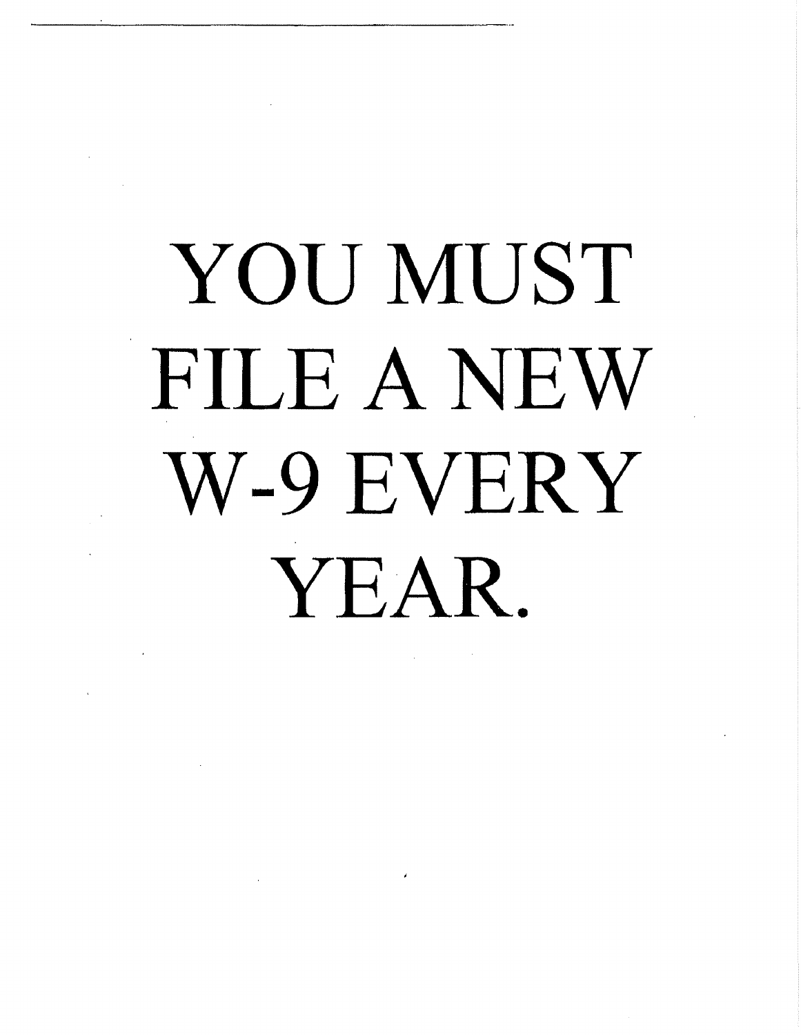# YOU MUST FILE A NEW W-9 EVERY YEAR.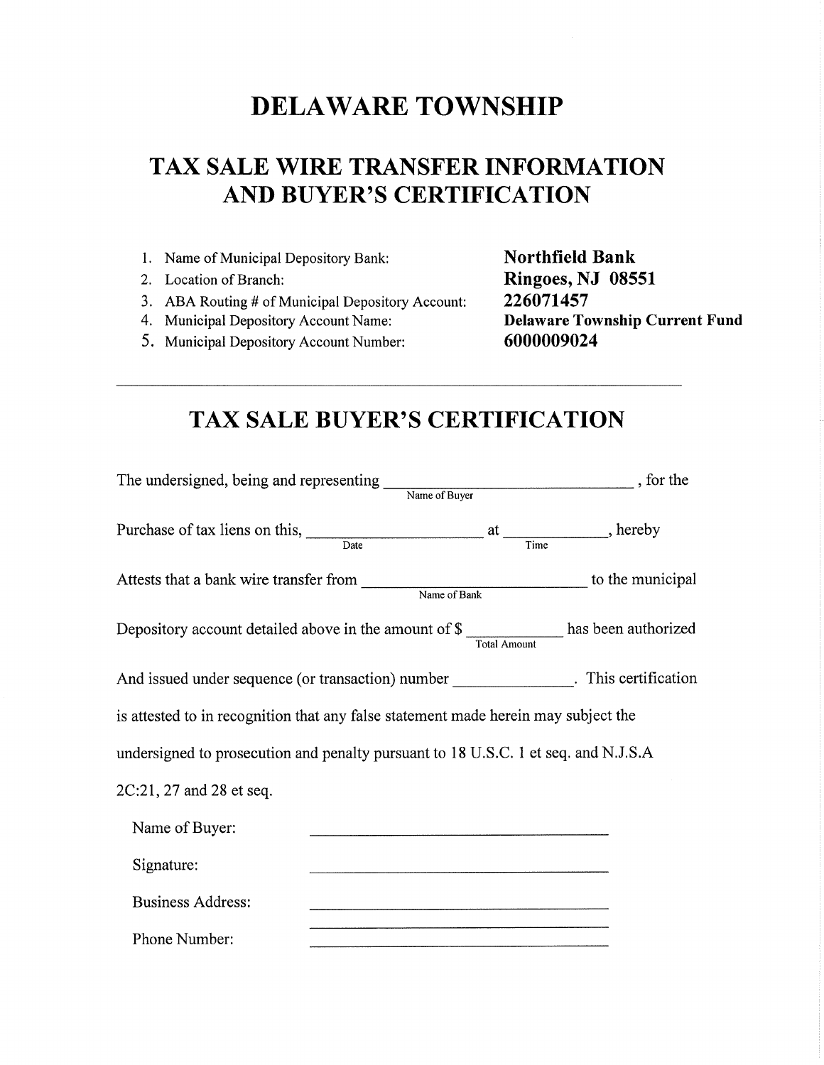# DELAWARE TOWNSHIP

# TAX SALE WIRE TRANSFER INFORMATION AND BUYER'S CERTIFICATION

| | |
|---|---|
| 1. Name of Municipal Depository Bank: | **Northfield Bank** |
| 2. Location of Branch: | **Ringoes, NJ 08551** |
| 3. ABA Routing # of Municipal Depository Account: | **226071457** |
| 4. Municipal Depository Account Name: | **Delaware Township Current Fund** |
| 5. Municipal Depository Account Number: | **6000009024** |

---

## TAX SALE BUYER'S CERTIFICATION

The undersigned, being and representing ______________________________ (Name of Buyer), for the

Purchase of tax liens on this, ____________________ (Date) at ____________ (Time), hereby

Attests that a bank wire transfer from __________________________ (Name of Bank) to the municipal

Depository account detailed above in the amount of $ ___________ (Total Amount) has been authorized

And issued under sequence (or transaction) number ______________. This certification

is attested to in recognition that any false statement made herein may subject the

undersigned to prosecution and penalty pursuant to 18 U.S.C. 1 et seq. and N.J.S.A

2C:21, 27 and 28 et seq.

Name of Buyer: ______________________________

Signature: ______________________________

Business Address: ______________________________

______________________________

Phone Number: ______________________________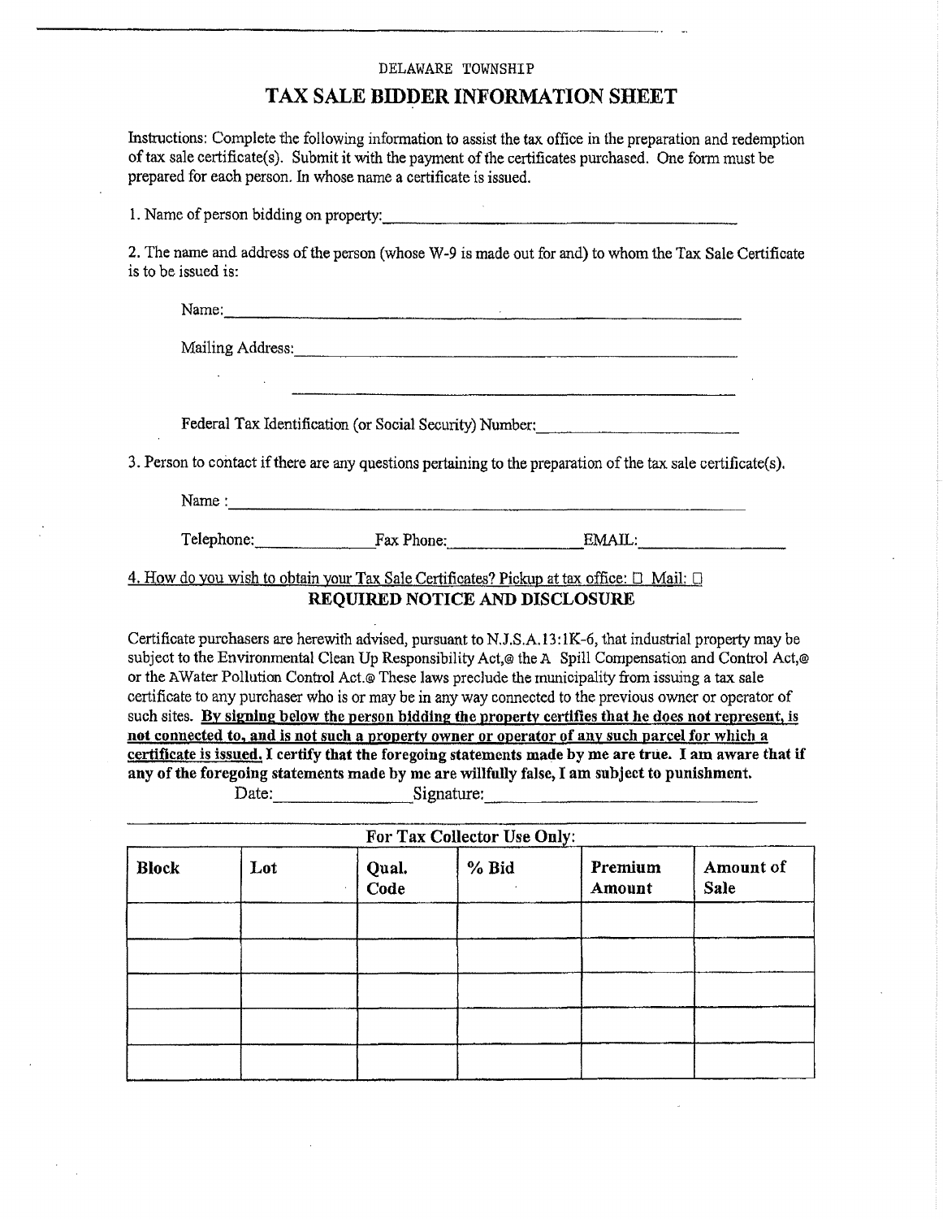DELAWARE TOWNSHIP

# TAX SALE BIDDER INFORMATION SHEET

Instructions: Complete the following information to assist the tax office in the preparation and redemption of tax sale certificate(s). Submit it with the payment of the certificates purchased. One form must be prepared for each person. In whose name a certificate is issued.

1. Name of person bidding on property:_______________________________________

2. The name and address of the person (whose W-9 is made out for and) to whom the Tax Sale Certificate is to be issued is:

   Name:_______________________________________________

   Mailing Address:_______________________________________

   _______________________________________

   Federal Tax Identification (or Social Security) Number:______________________

3. Person to contact if there are any questions pertaining to the preparation of the tax sale certificate(s).

   Name :_______________________________________________

   Telephone:______________ Fax Phone:______________ EMAIL:________________

4. How do you wish to obtain your Tax Sale Certificates? Pickup at tax office: ☐ Mail: ☐

## REQUIRED NOTICE AND DISCLOSURE

Certificate purchasers are herewith advised, pursuant to N.J.S.A.13:1K-6, that industrial property may be subject to the Environmental Clean Up Responsibility Act,@ the A Spill Compensation and Control Act,@ or the AWater Pollution Control Act.@ These laws preclude the municipality from issuing a tax sale certificate to any purchaser who is or may be in any way connected to the previous owner or operator of such sites. **By signing below the person bidding the property certifies that he does not represent, is not connected to, and is not such a property owner or operator of any such parcel for which a certificate is issued. I certify that the foregoing statements made by me are true. I am aware that if any of the foregoing statements made by me are willfully false, I am subject to punishment.**

Date:______________ Signature:______________________________

**For Tax Collector Use Only:**

| Block | Lot | Qual. Code | % Bid | Premium Amount | Amount of Sale |
|---|---|---|---|---|---|
| | | | | | |
| | | | | | |
| | | | | | |
| | | | | | |
| | | | | | |